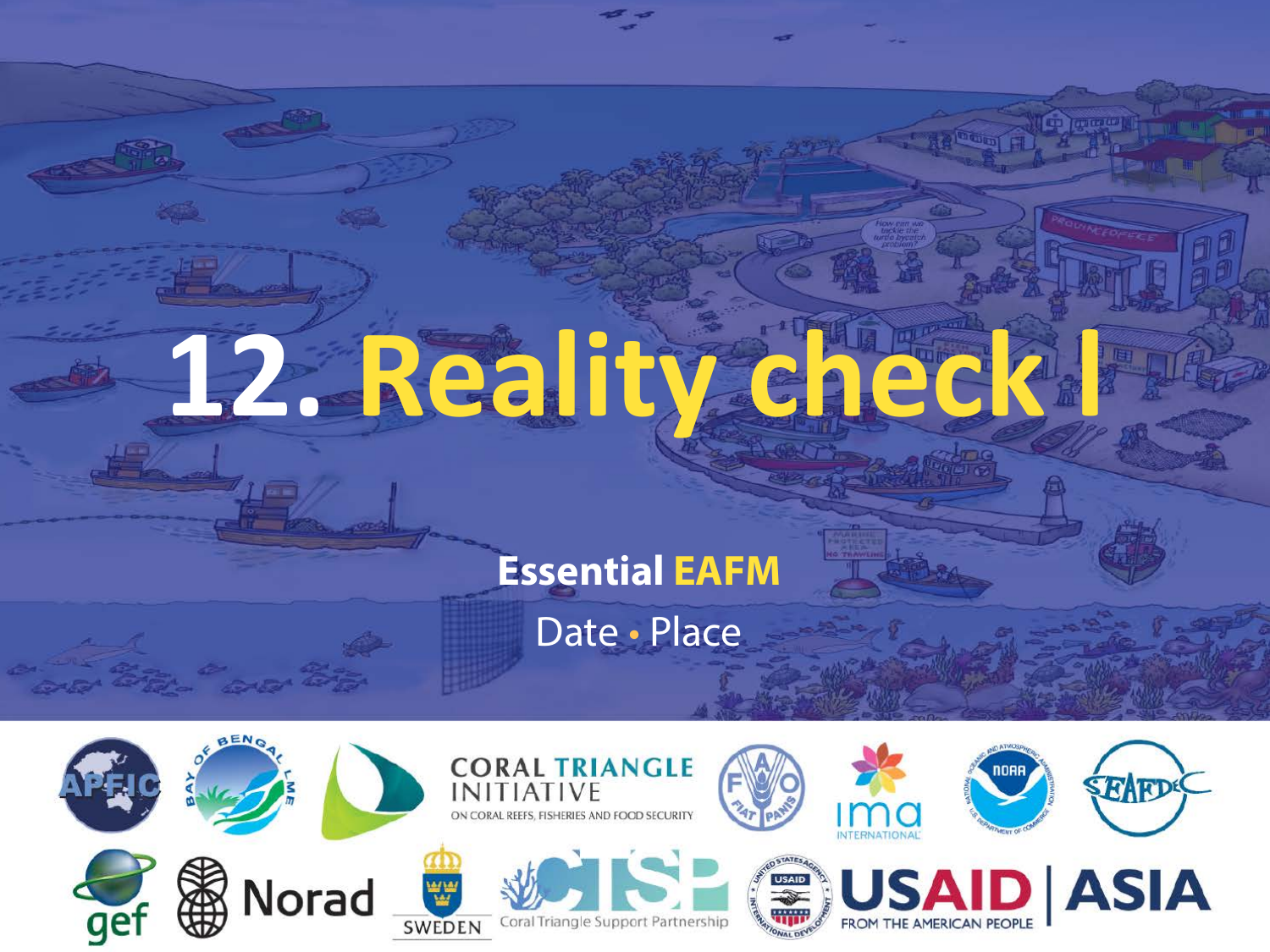# 12. Reality check I

**Essential EAFM**

Date • Place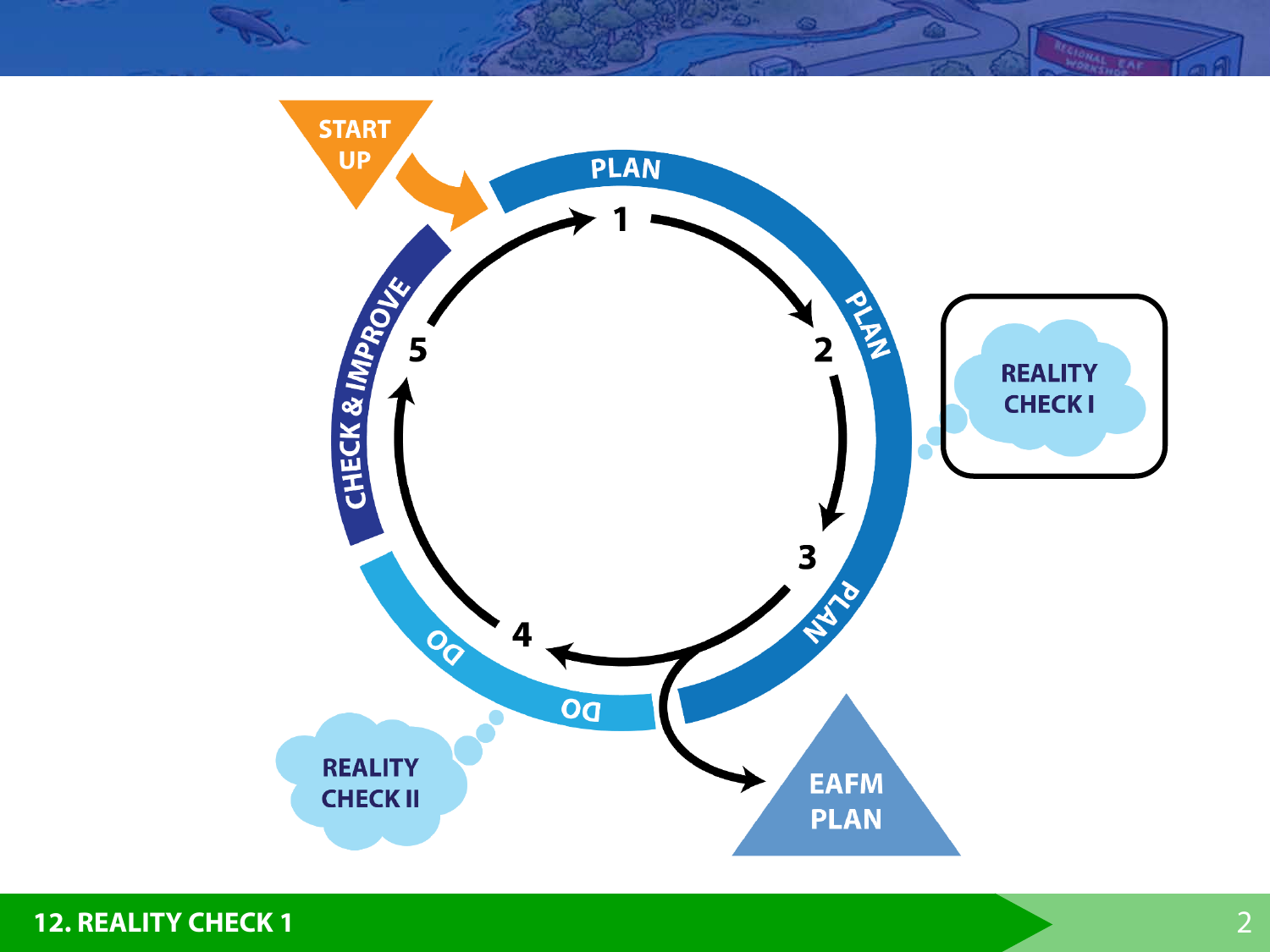START UP

PLAN

1

2

3

4

5

PLAN

PLAN

DO

DO

CHECK & IMPROVE

REALITY CHECK I

REALITY CHECK II

EAFM PLAN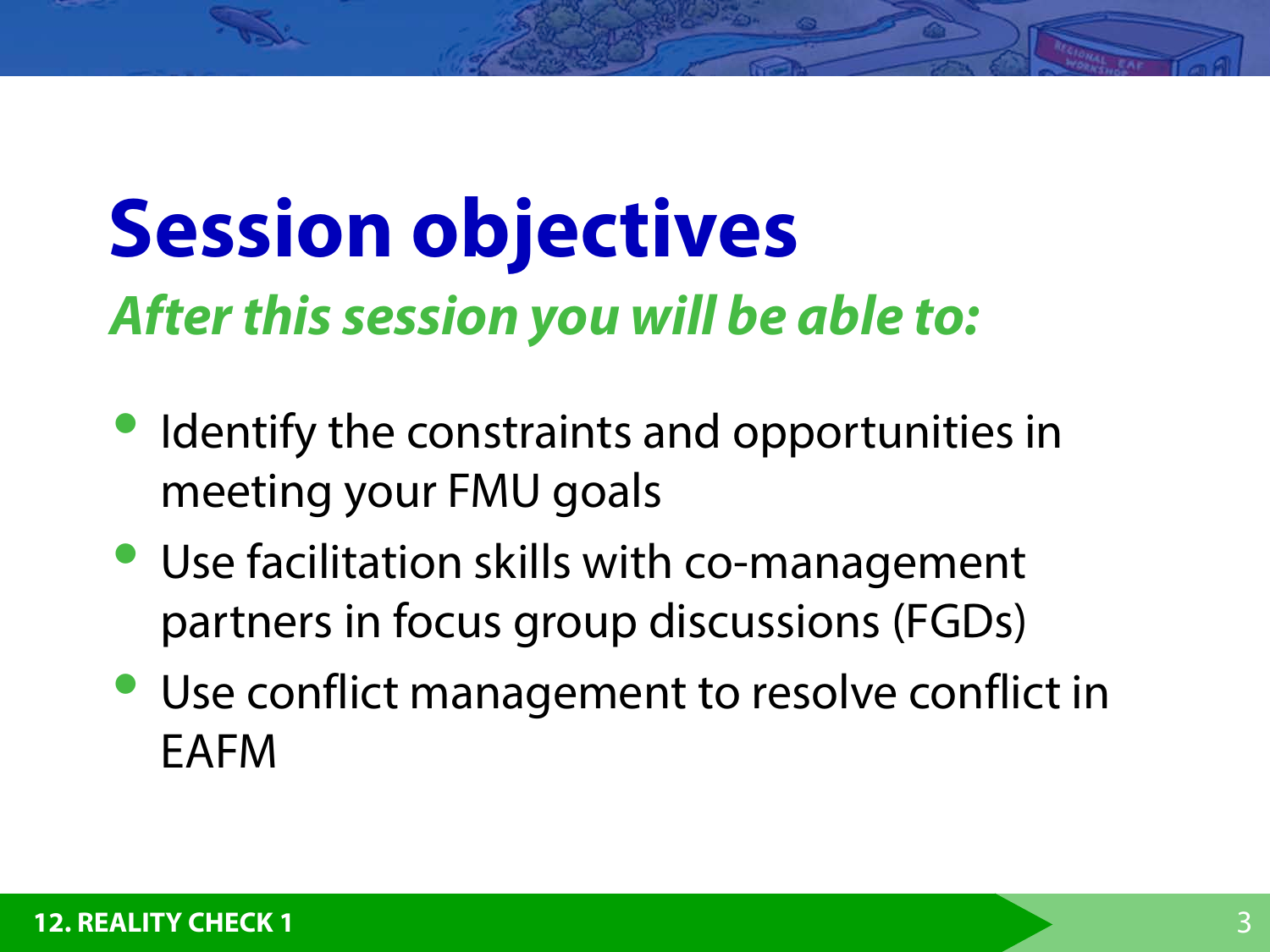# Session objectives

***After this session you will be able to:***

- Identify the constraints and opportunities in meeting your FMU goals
- Use facilitation skills with co-management partners in focus group discussions (FGDs)
- Use conflict management to resolve conflict in EAFM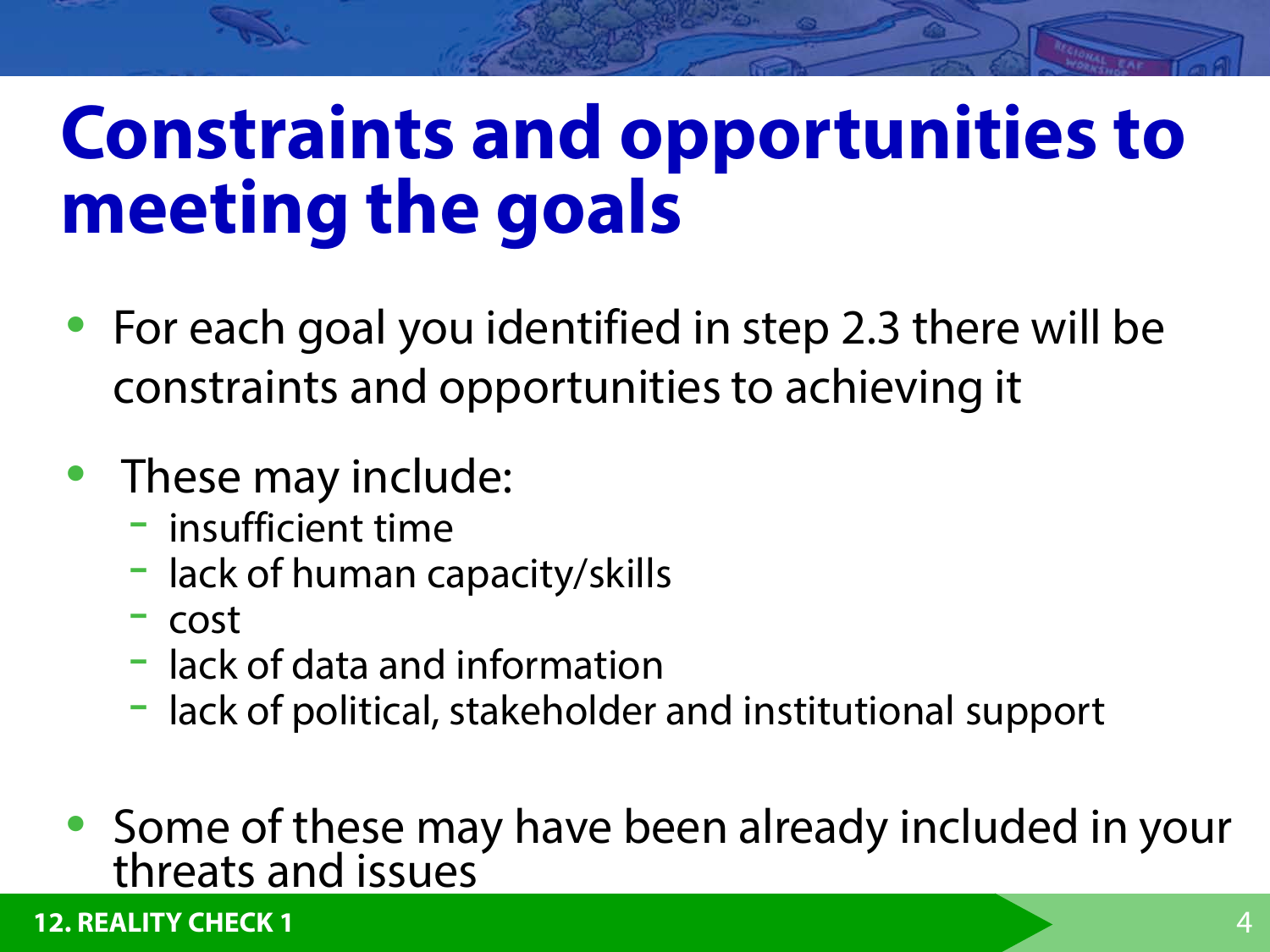# Constraints and opportunities to meeting the goals

- For each goal you identified in step 2.3 there will be constraints and opportunities to achieving it
- These may include:
  - insufficient time
  - lack of human capacity/skills
  - cost
  - lack of data and information
  - lack of political, stakeholder and institutional support
- Some of these may have been already included in your threats and issues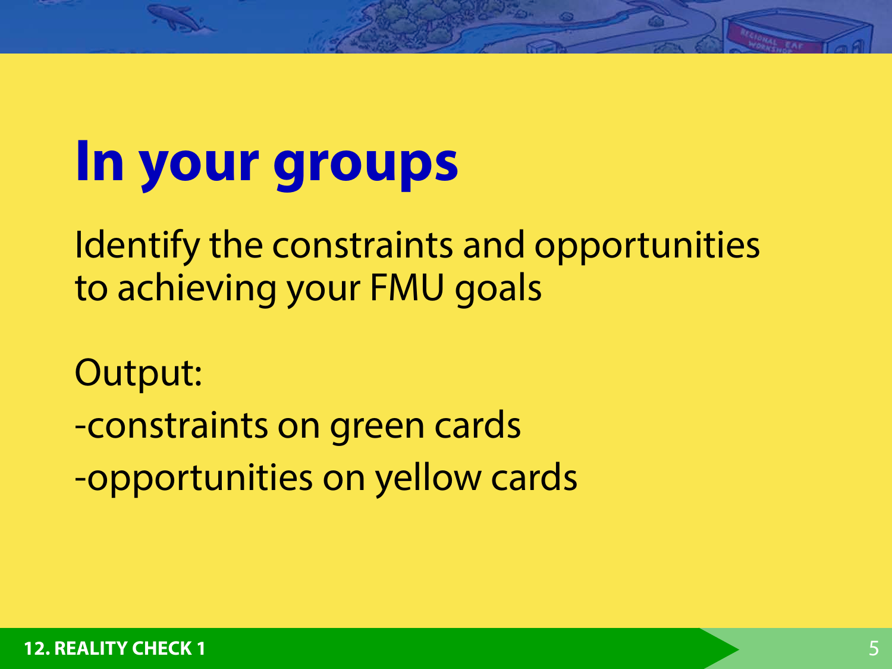# In your groups

Identify the constraints and opportunities to achieving your FMU goals

Output:

-constraints on green cards

-opportunities on yellow cards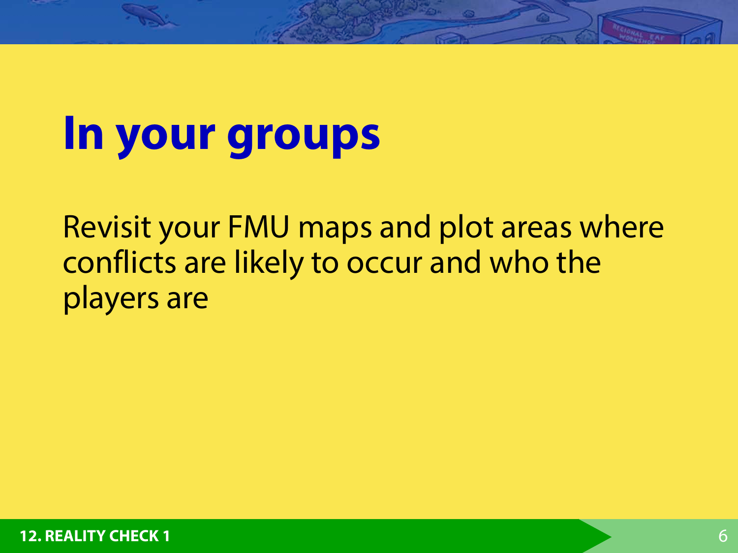# In your groups

Revisit your FMU maps and plot areas where conflicts are likely to occur and who the players are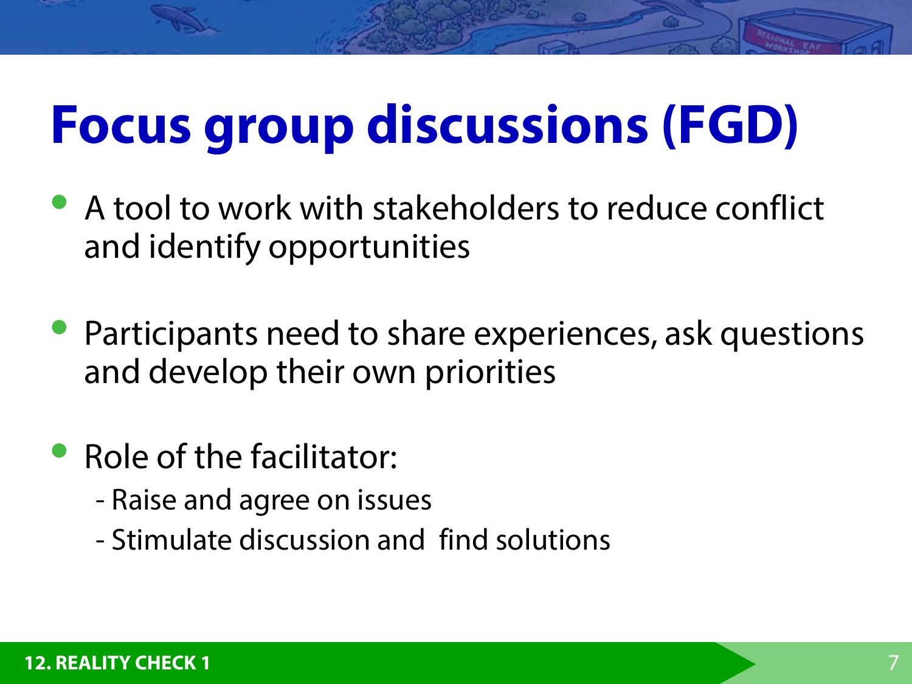# Focus group discussions (FGD)

- A tool to work with stakeholders to reduce conflict and identify opportunities

- Participants need to share experiences, ask questions and develop their own priorities

- Role of the facilitator:
  - Raise and agree on issues
  - Stimulate discussion and find solutions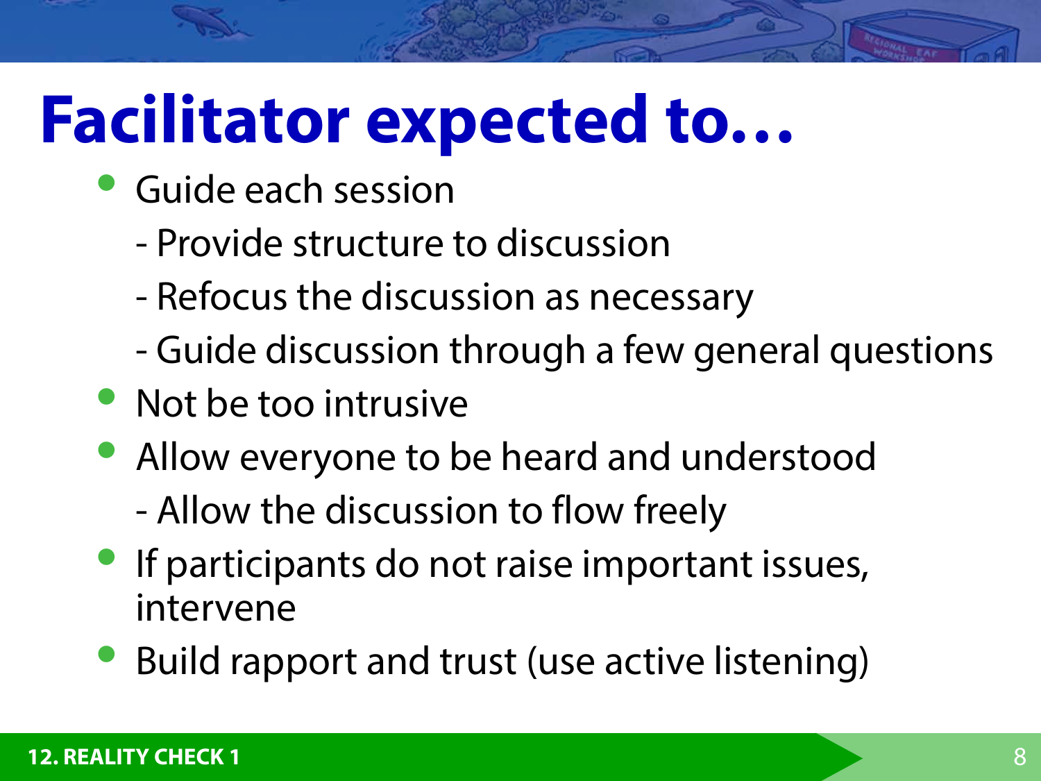# Facilitator expected to…

- Guide each session
  - Provide structure to discussion
  - Refocus the discussion as necessary
  - Guide discussion through a few general questions
- Not be too intrusive
- Allow everyone to be heard and understood
  - Allow the discussion to flow freely
- If participants do not raise important issues, intervene
- Build rapport and trust (use active listening)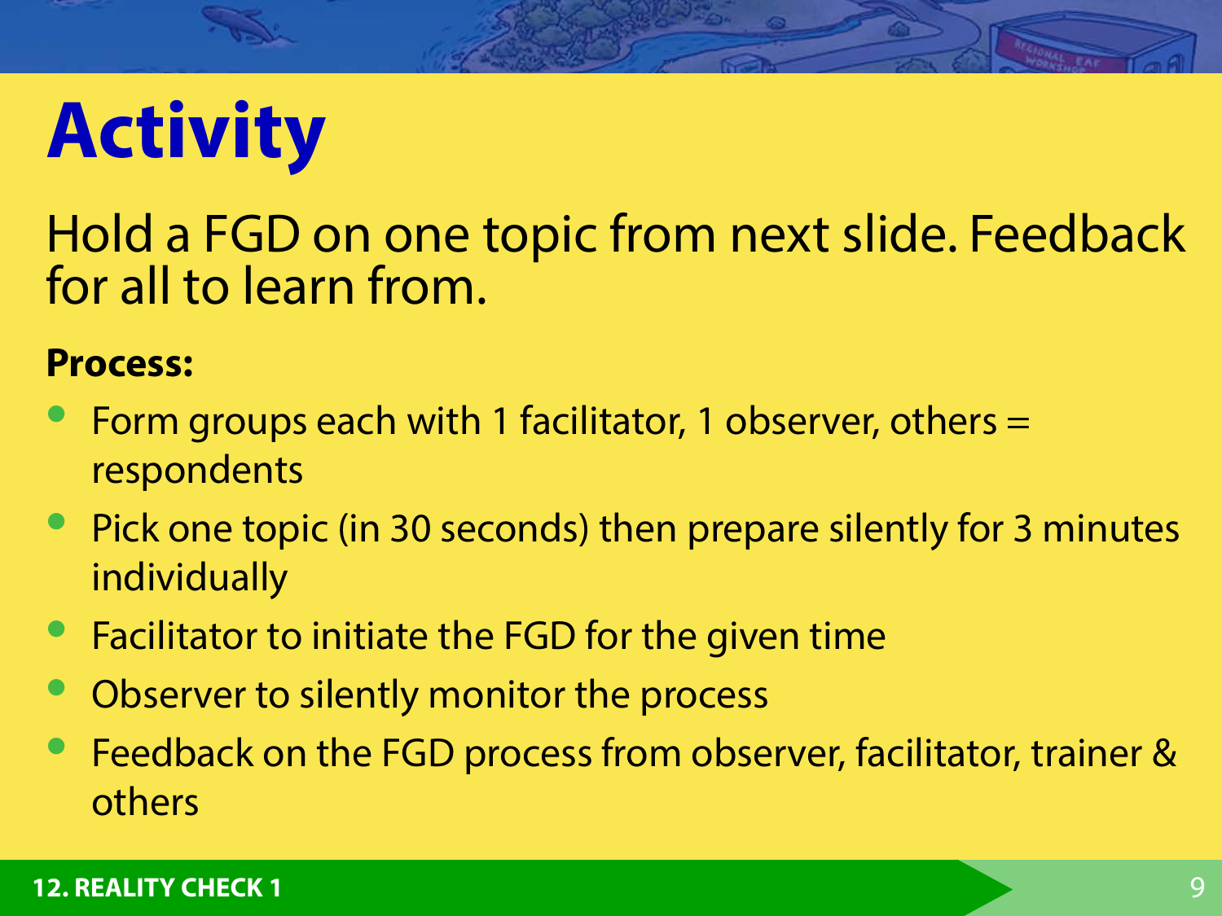# Activity

Hold a FGD on one topic from next slide. Feedback for all to learn from.

**Process:**

- Form groups each with 1 facilitator, 1 observer, others = respondents
- Pick one topic (in 30 seconds) then prepare silently for 3 minutes individually
- Facilitator to initiate the FGD for the given time
- Observer to silently monitor the process
- Feedback on the FGD process from observer, facilitator, trainer & others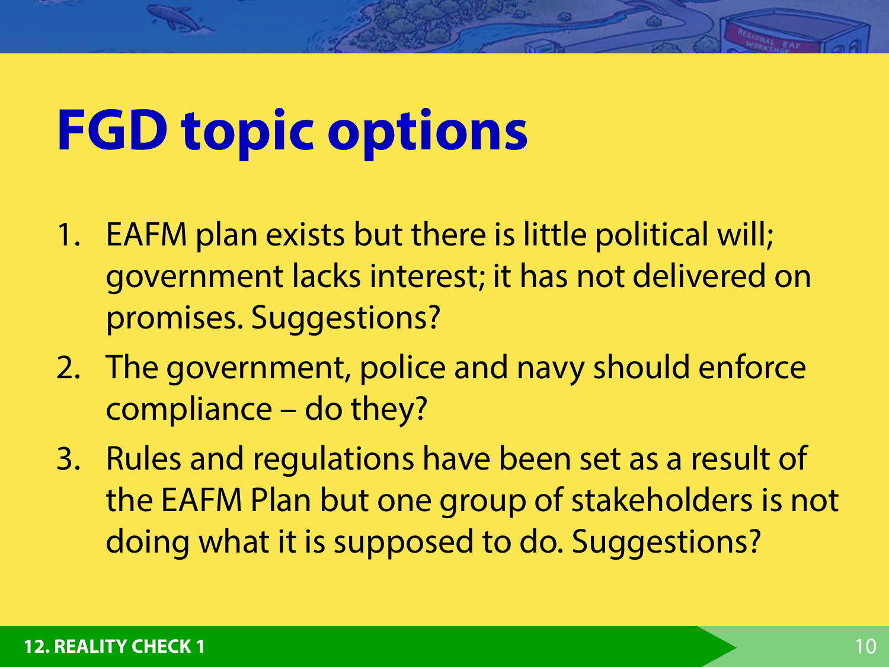# FGD topic options

1. EAFM plan exists but there is little political will; government lacks interest; it has not delivered on promises. Suggestions?
2. The government, police and navy should enforce compliance – do they?
3. Rules and regulations have been set as a result of the EAFM Plan but one group of stakeholders is not doing what it is supposed to do. Suggestions?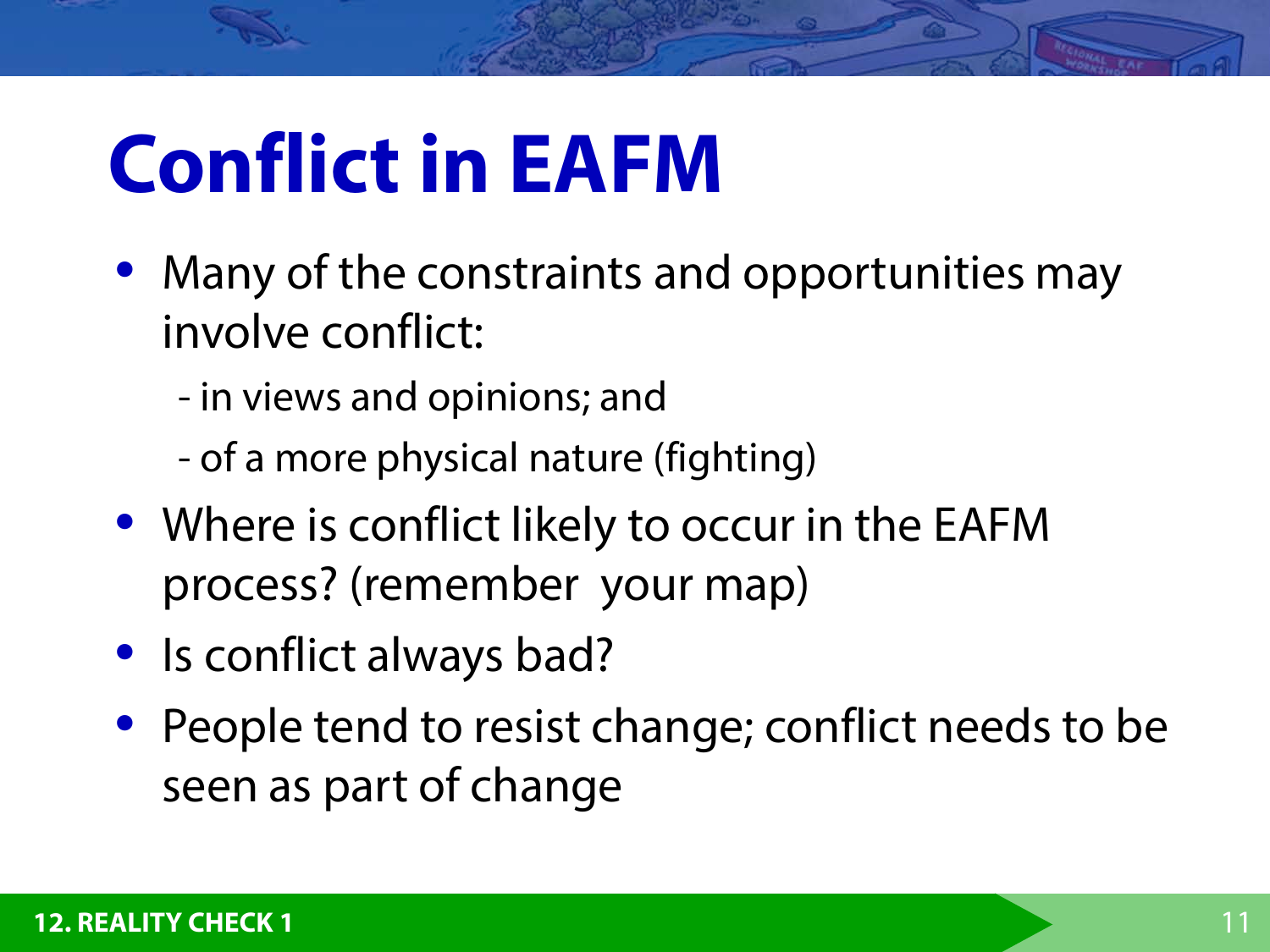# Conflict in EAFM

- Many of the constraints and opportunities may involve conflict:
  - in views and opinions; and
  - of a more physical nature (fighting)
- Where is conflict likely to occur in the EAFM process? (remember your map)
- Is conflict always bad?
- People tend to resist change; conflict needs to be seen as part of change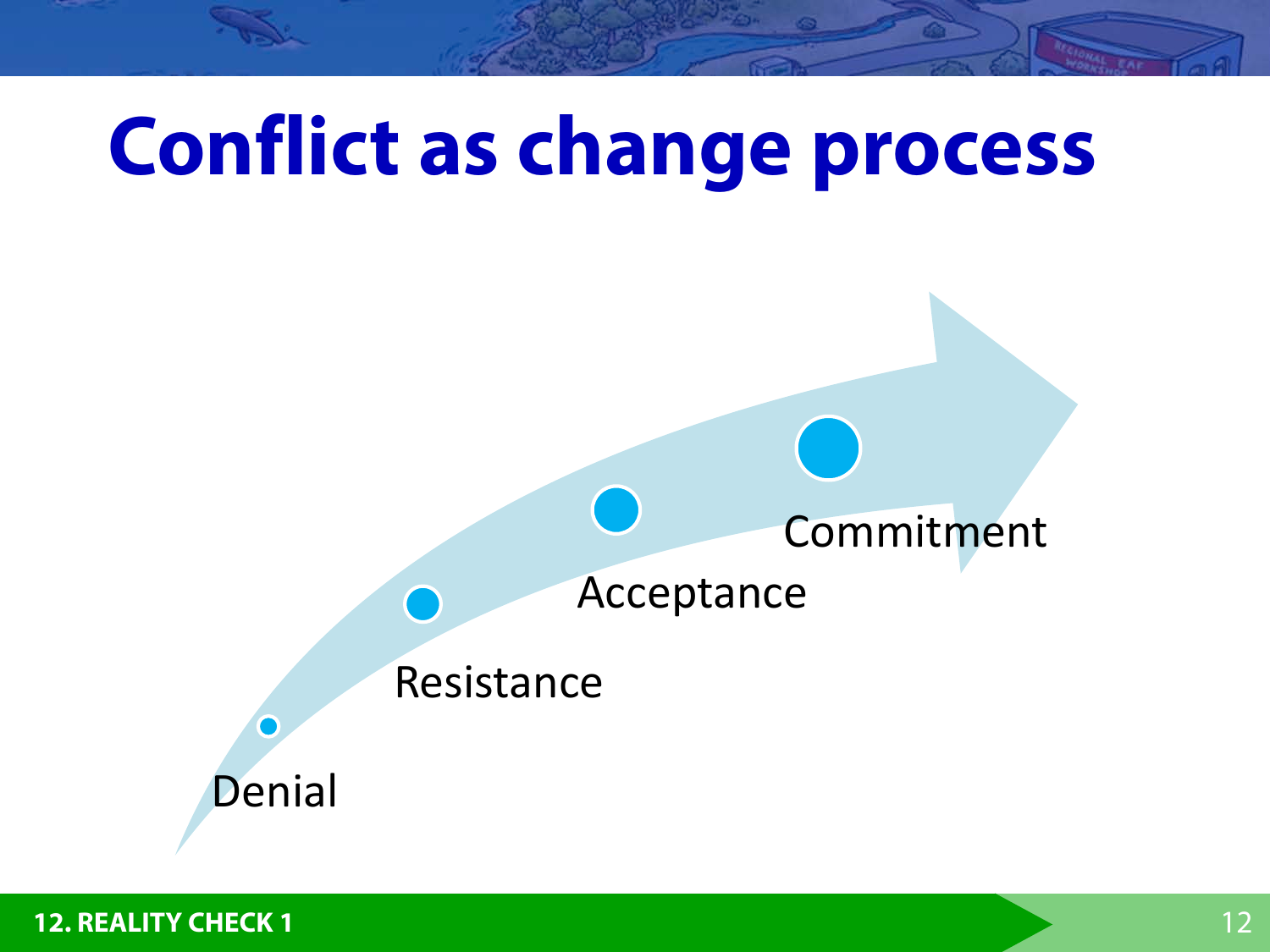# Conflict as change process

- Denial
- Resistance
- Acceptance
- Commitment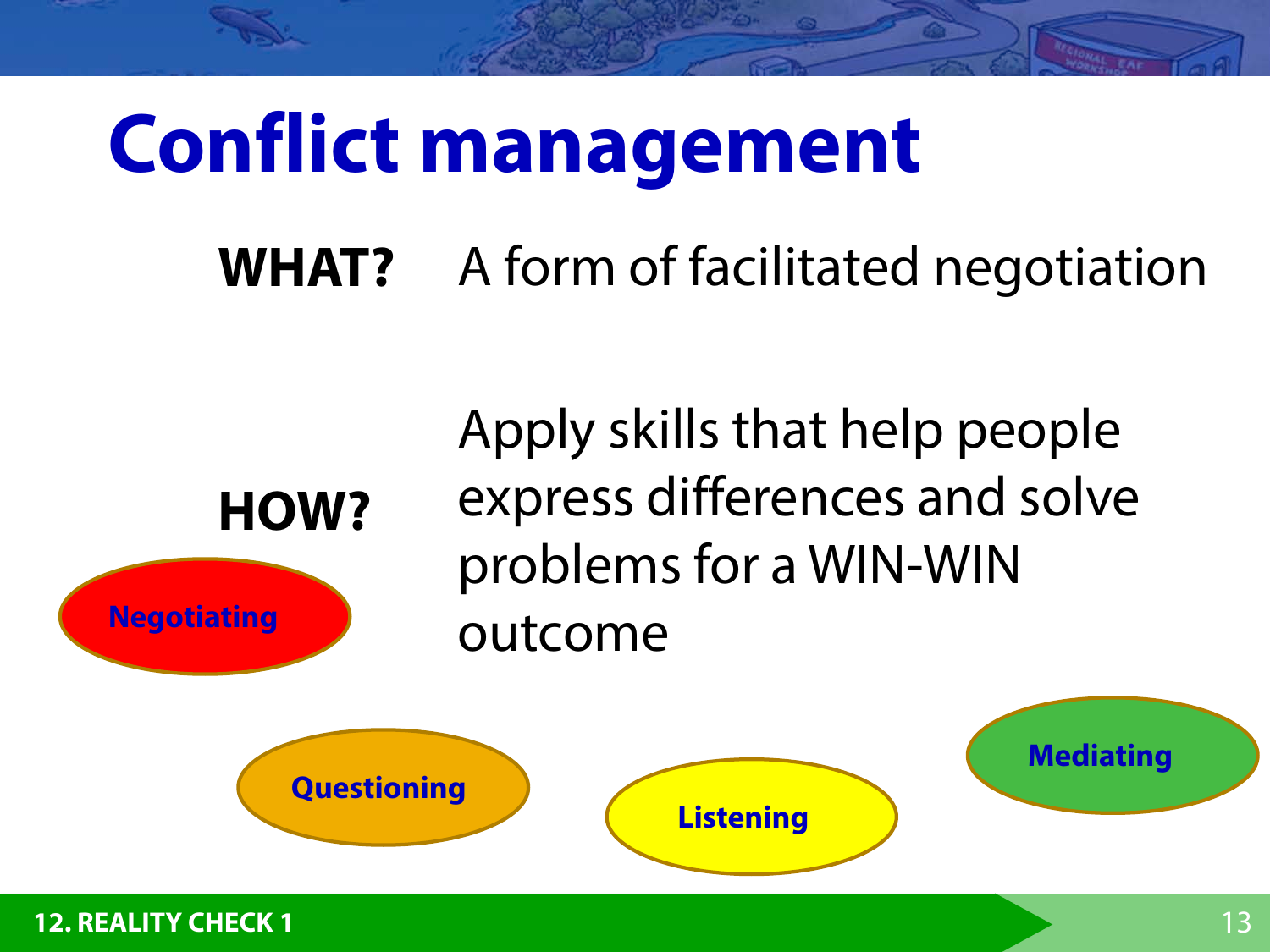# Conflict management

**WHAT?** A form of facilitated negotiation

**HOW?** Apply skills that help people express differences and solve problems for a WIN-WIN outcome

- **Negotiating**
- **Questioning**
- **Listening**
- **Mediating**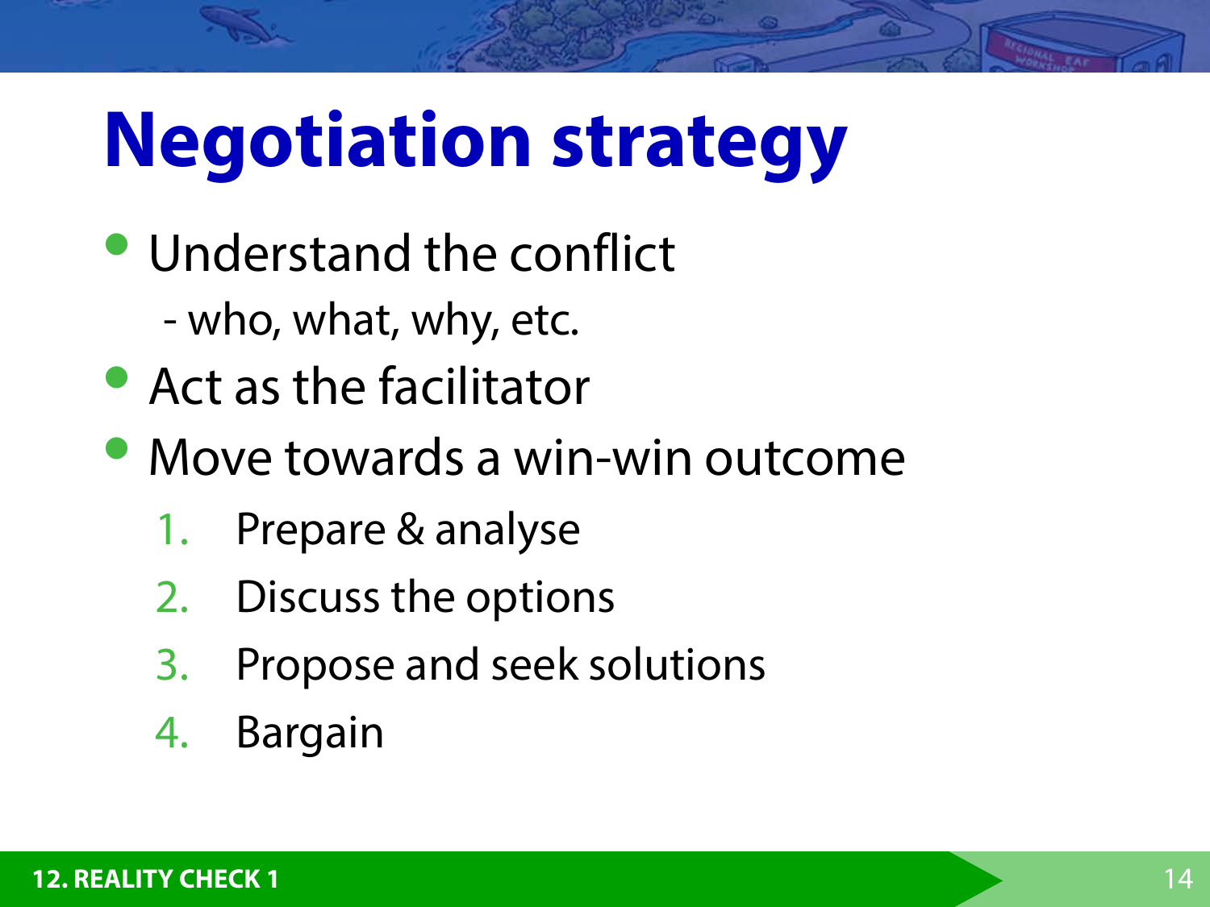# Negotiation strategy

- Understand the conflict
  - who, what, why, etc.
- Act as the facilitator
- Move towards a win-win outcome
  1. Prepare & analyse
  2. Discuss the options
  3. Propose and seek solutions
  4. Bargain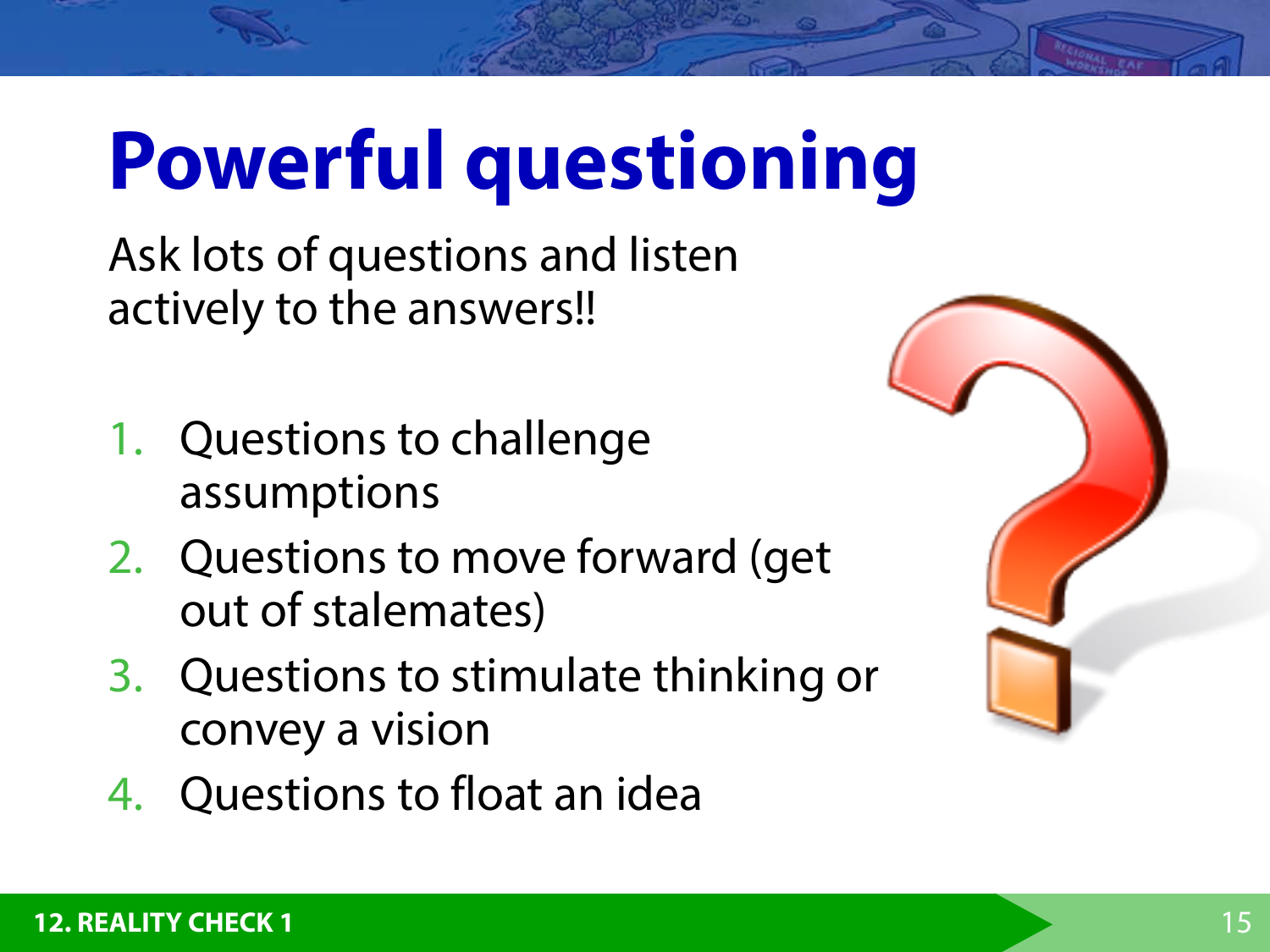# Powerful questioning

Ask lots of questions and listen actively to the answers!!

1. Questions to challenge assumptions
2. Questions to move forward (get out of stalemates)
3. Questions to stimulate thinking or convey a vision
4. Questions to float an idea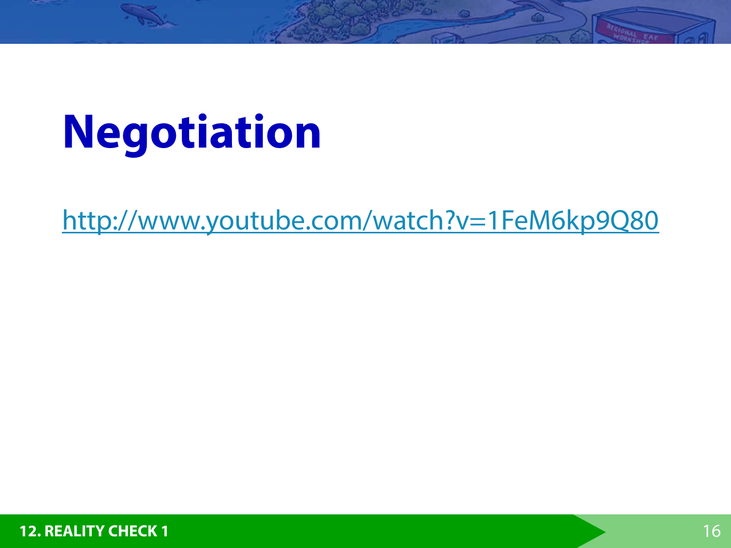# Negotiation

http://www.youtube.com/watch?v=1FeM6kp9Q80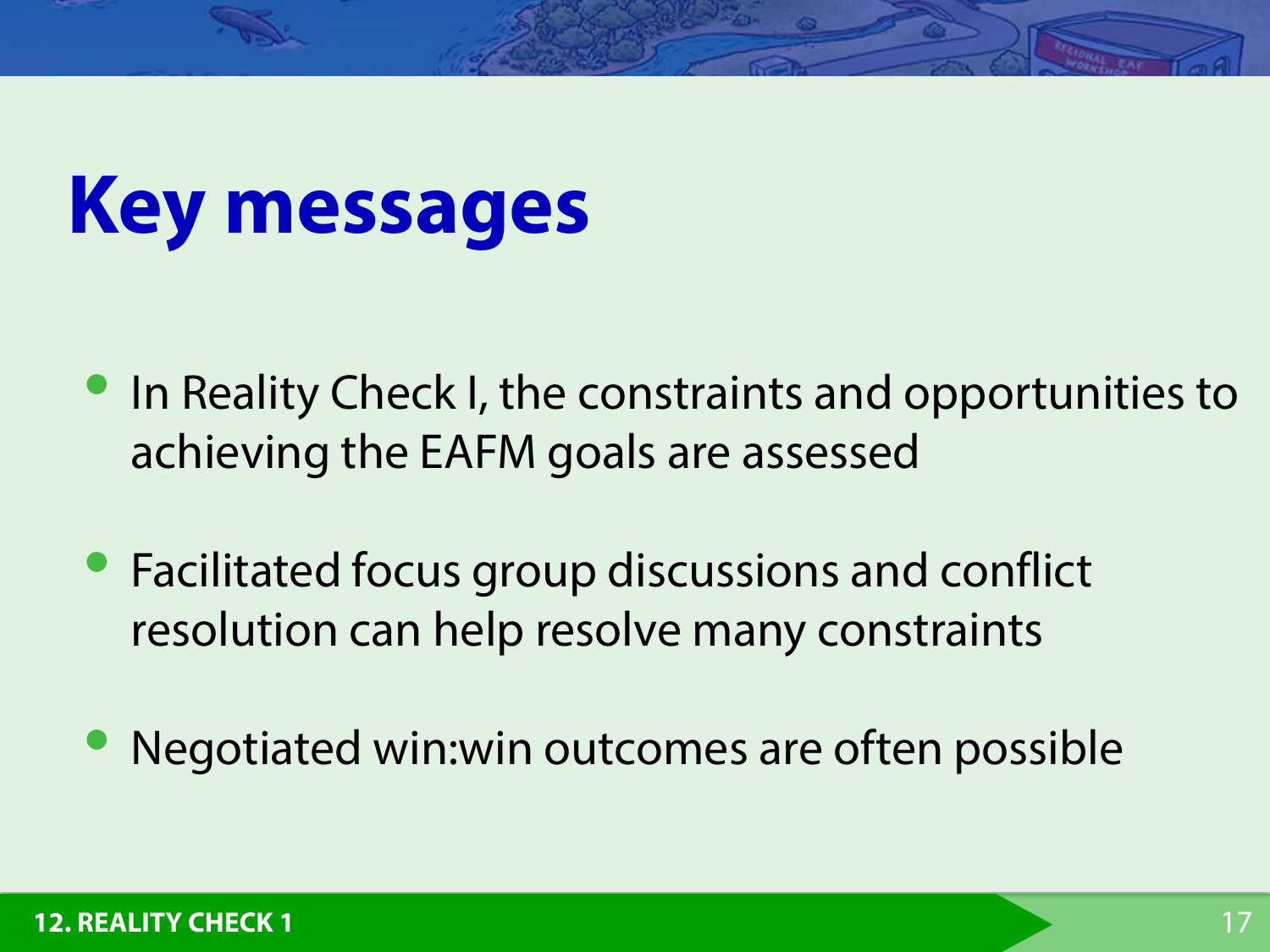# Key messages

- In Reality Check I, the constraints and opportunities to achieving the EAFM goals are assessed
- Facilitated focus group discussions and conflict resolution can help resolve many constraints
- Negotiated win:win outcomes are often possible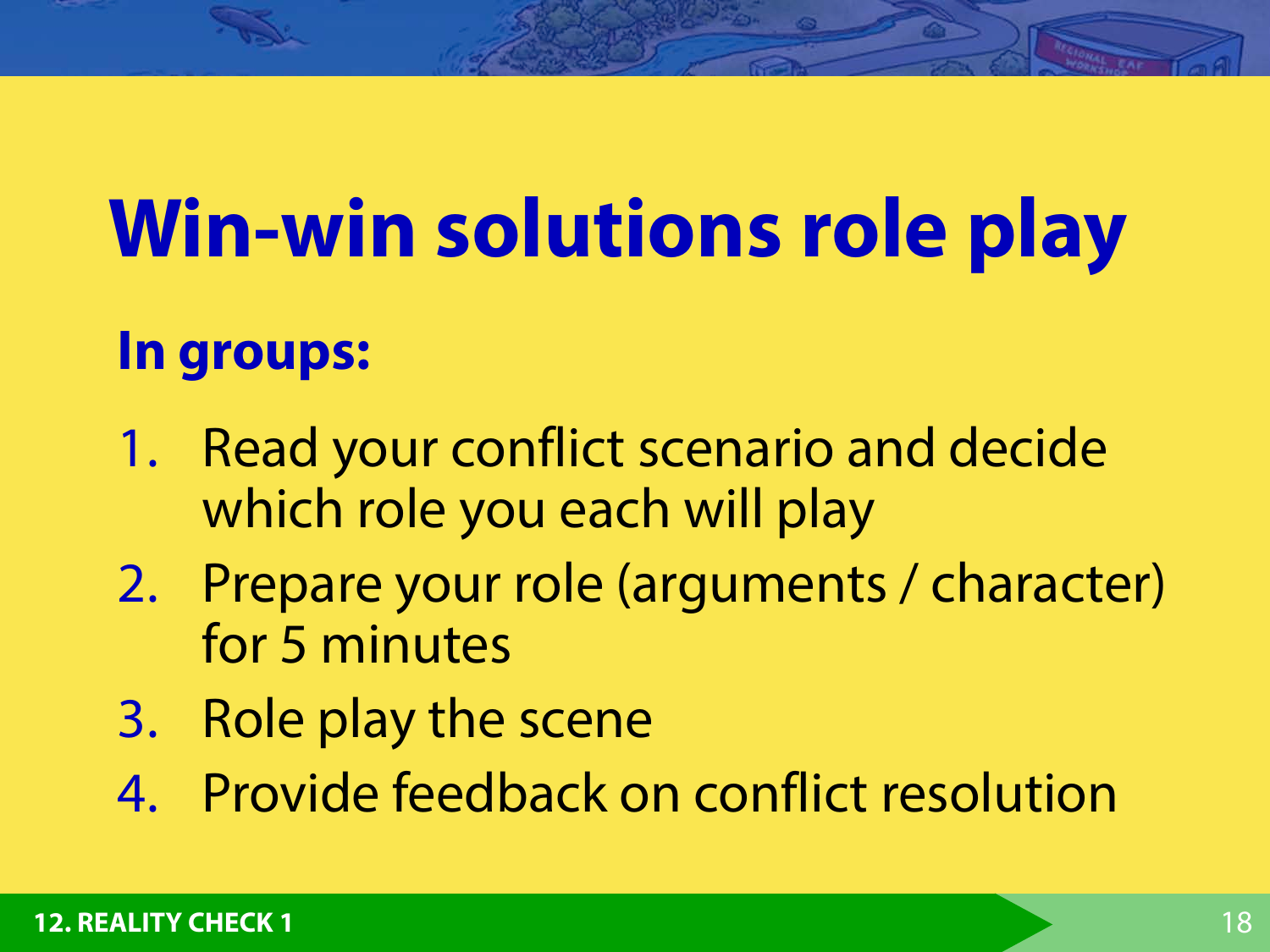# Win-win solutions role play

**In groups:**

1. Read your conflict scenario and decide which role you each will play
2. Prepare your role (arguments / character) for 5 minutes
3. Role play the scene
4. Provide feedback on conflict resolution